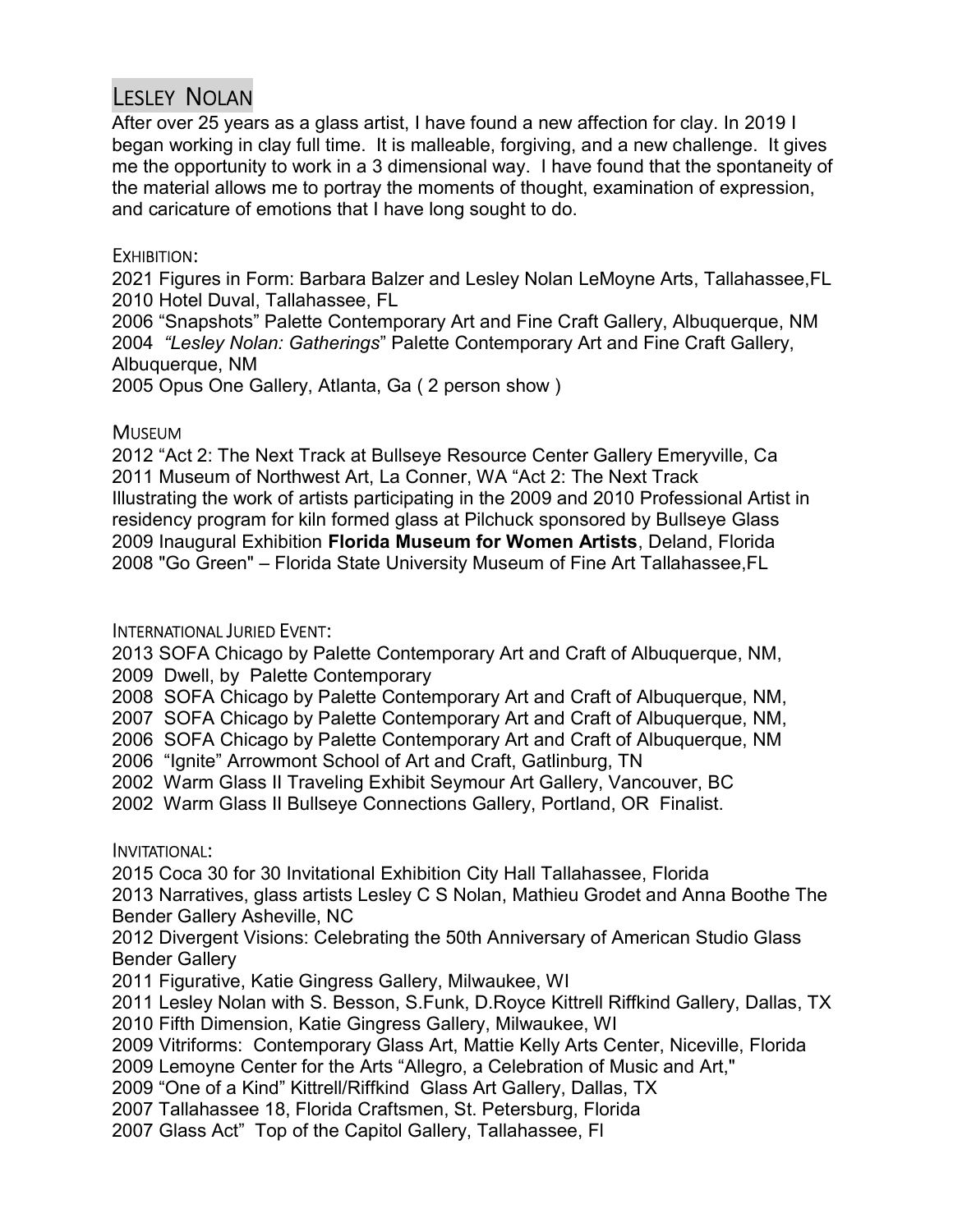# LESLEY NOLAN

After over 25 years as a glass artist, I have found a new affection for clay. In 2019 I began working in clay full time. It is malleable, forgiving, and a new challenge. It gives me the opportunity to work in a 3 dimensional way. I have found that the spontaneity of the material allows me to portray the moments of thought, examination of expression, and caricature of emotions that I have long sought to do.

## EXHIBITION:

2021 Figures in Form: Barbara Balzer and Lesley Nolan LeMoyne Arts, Tallahassee,FL
2010 Hotel Duval, Tallahassee, FL
2006 “Snapshots” Palette Contemporary Art and Fine Craft Gallery, Albuquerque, NM
2004 *“Lesley Nolan: Gatherings*” Palette Contemporary Art and Fine Craft Gallery, Albuquerque, NM
2005 Opus One Gallery, Atlanta, Ga ( 2 person show )

## MUSEUM

2012 “Act 2: The Next Track at Bullseye Resource Center Gallery Emeryville, Ca
2011 Museum of Northwest Art, La Conner, WA “Act 2: The Next Track Illustrating the work of artists participating in the 2009 and 2010 Professional Artist in residency program for kiln formed glass at Pilchuck sponsored by Bullseye Glass
2009 Inaugural Exhibition **Florida Museum for Women Artists**, Deland, Florida
2008 "Go Green" – Florida State University Museum of Fine Art Tallahassee,FL

## INTERNATIONAL JURIED EVENT:

2013 SOFA Chicago by Palette Contemporary Art and Craft of Albuquerque, NM,
2009 Dwell, by Palette Contemporary
2008 SOFA Chicago by Palette Contemporary Art and Craft of Albuquerque, NM,
2007 SOFA Chicago by Palette Contemporary Art and Craft of Albuquerque, NM,
2006 SOFA Chicago by Palette Contemporary Art and Craft of Albuquerque, NM
2006 “Ignite” Arrowmont School of Art and Craft, Gatlinburg, TN
2002 Warm Glass II Traveling Exhibit Seymour Art Gallery, Vancouver, BC
2002 Warm Glass II Bullseye Connections Gallery, Portland, OR Finalist.

## INVITATIONAL:

2015 Coca 30 for 30 Invitational Exhibition City Hall Tallahassee, Florida
2013 Narratives, glass artists Lesley C S Nolan, Mathieu Grodet and Anna Boothe The Bender Gallery Asheville, NC
2012 Divergent Visions: Celebrating the 50th Anniversary of American Studio Glass Bender Gallery
2011 Figurative, Katie Gingress Gallery, Milwaukee, WI
2011 Lesley Nolan with S. Besson, S.Funk, D.Royce Kittrell Riffkind Gallery, Dallas, TX
2010 Fifth Dimension, Katie Gingress Gallery, Milwaukee, WI
2009 Vitriforms: Contemporary Glass Art, Mattie Kelly Arts Center, Niceville, Florida
2009 Lemoyne Center for the Arts “Allegro, a Celebration of Music and Art,"
2009 “One of a Kind” Kittrell/Riffkind Glass Art Gallery, Dallas, TX
2007 Tallahassee 18, Florida Craftsmen, St. Petersburg, Florida
2007 Glass Act” Top of the Capitol Gallery, Tallahassee, Fl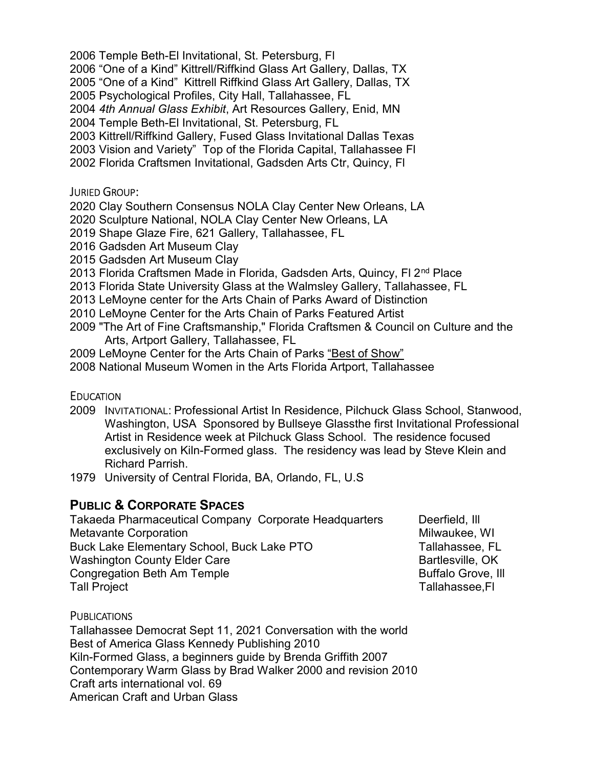2006 Temple Beth-El Invitational, St. Petersburg, Fl
2006 “One of a Kind” Kittrell/Riffkind Glass Art Gallery, Dallas, TX
2005 “One of a Kind” Kittrell Riffkind Glass Art Gallery, Dallas, TX
2005 Psychological Profiles, City Hall, Tallahassee, FL
2004 *4th Annual Glass Exhibit*, Art Resources Gallery, Enid, MN
2004 Temple Beth-El Invitational, St. Petersburg, FL
2003 Kittrell/Riffkind Gallery, Fused Glass Invitational Dallas Texas
2003 Vision and Variety” Top of the Florida Capital, Tallahassee Fl
2002 Florida Craftsmen Invitational, Gadsden Arts Ctr, Quincy, Fl

JURIED GROUP:

2020 Clay Southern Consensus NOLA Clay Center New Orleans, LA
2020 Sculpture National, NOLA Clay Center New Orleans, LA
2019 Shape Glaze Fire, 621 Gallery, Tallahassee, FL
2016 Gadsden Art Museum Clay
2015 Gadsden Art Museum Clay
2013 Florida Craftsmen Made in Florida, Gadsden Arts, Quincy, Fl 2nd Place
2013 Florida State University Glass at the Walmsley Gallery, Tallahassee, FL
2013 LeMoyne center for the Arts Chain of Parks Award of Distinction
2010 LeMoyne Center for the Arts Chain of Parks Featured Artist
2009 "The Art of Fine Craftsmanship," Florida Craftsmen & Council on Culture and the Arts, Artport Gallery, Tallahassee, FL
2009 LeMoyne Center for the Arts Chain of Parks “Best of Show”
2008 National Museum Women in the Arts Florida Artport, Tallahassee

EDUCATION

2009 INVITATIONAL: Professional Artist In Residence, Pilchuck Glass School, Stanwood, Washington, USA Sponsored by Bullseye Glassthe first Invitational Professional Artist in Residence week at Pilchuck Glass School. The residence focused exclusively on Kiln-Formed glass. The residency was lead by Steve Klein and Richard Parrish.

1979 University of Central Florida, BA, Orlando, FL, U.S

## PUBLIC & CORPORATE SPACES

| | |
|---|---|
| Takaeda Pharmaceutical Company Corporate Headquarters | Deerfield, Ill |
| Metavante Corporation | Milwaukee, WI |
| Buck Lake Elementary School, Buck Lake PTO | Tallahassee, FL |
| Washington County Elder Care | Bartlesville, OK |
| Congregation Beth Am Temple | Buffalo Grove, Ill |
| Tall Project | Tallahassee,Fl |

PUBLICATIONS

Tallahassee Democrat Sept 11, 2021 Conversation with the world
Best of America Glass Kennedy Publishing 2010
Kiln-Formed Glass, a beginners guide by Brenda Griffith 2007
Contemporary Warm Glass by Brad Walker 2000 and revision 2010
Craft arts international vol. 69
American Craft and Urban Glass